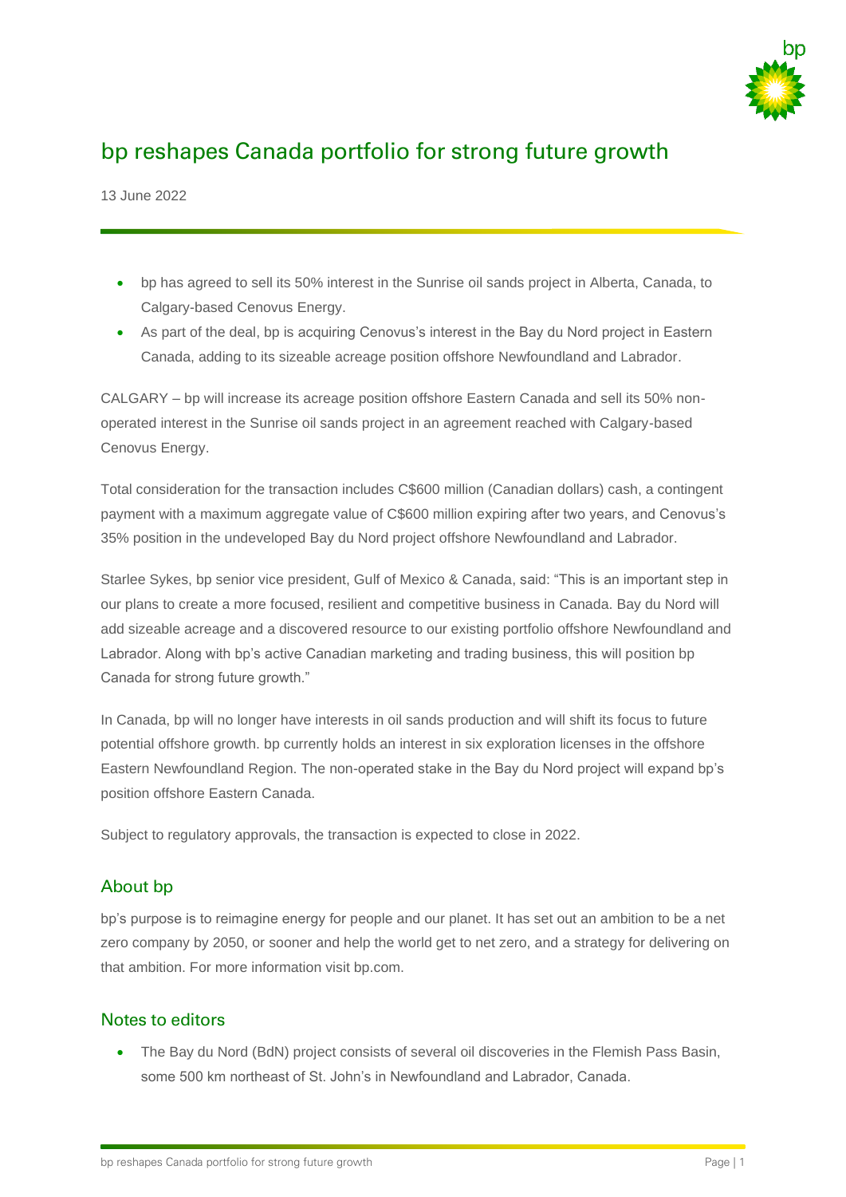# bp reshapes Canada portfolio for strong future growth

13 June 2022

- bp has agreed to sell its 50% interest in the Sunrise oil sands project in Alberta, Canada, to Calgary-based Cenovus Energy.
- As part of the deal, bp is acquiring Cenovus's interest in the Bay du Nord project in Eastern Canada, adding to its sizeable acreage position offshore Newfoundland and Labrador.

CALGARY – bp will increase its acreage position offshore Eastern Canada and sell its 50% non-operated interest in the Sunrise oil sands project in an agreement reached with Calgary-based Cenovus Energy.

Total consideration for the transaction includes C$600 million (Canadian dollars) cash, a contingent payment with a maximum aggregate value of C$600 million expiring after two years, and Cenovus's 35% position in the undeveloped Bay du Nord project offshore Newfoundland and Labrador.

Starlee Sykes, bp senior vice president, Gulf of Mexico & Canada, said: "This is an important step in our plans to create a more focused, resilient and competitive business in Canada. Bay du Nord will add sizeable acreage and a discovered resource to our existing portfolio offshore Newfoundland and Labrador. Along with bp's active Canadian marketing and trading business, this will position bp Canada for strong future growth."

In Canada, bp will no longer have interests in oil sands production and will shift its focus to future potential offshore growth. bp currently holds an interest in six exploration licenses in the offshore Eastern Newfoundland Region. The non-operated stake in the Bay du Nord project will expand bp's position offshore Eastern Canada.

Subject to regulatory approvals, the transaction is expected to close in 2022.

## About bp

bp's purpose is to reimagine energy for people and our planet. It has set out an ambition to be a net zero company by 2050, or sooner and help the world get to net zero, and a strategy for delivering on that ambition. For more information visit bp.com.

## Notes to editors

- The Bay du Nord (BdN) project consists of several oil discoveries in the Flemish Pass Basin, some 500 km northeast of St. John's in Newfoundland and Labrador, Canada.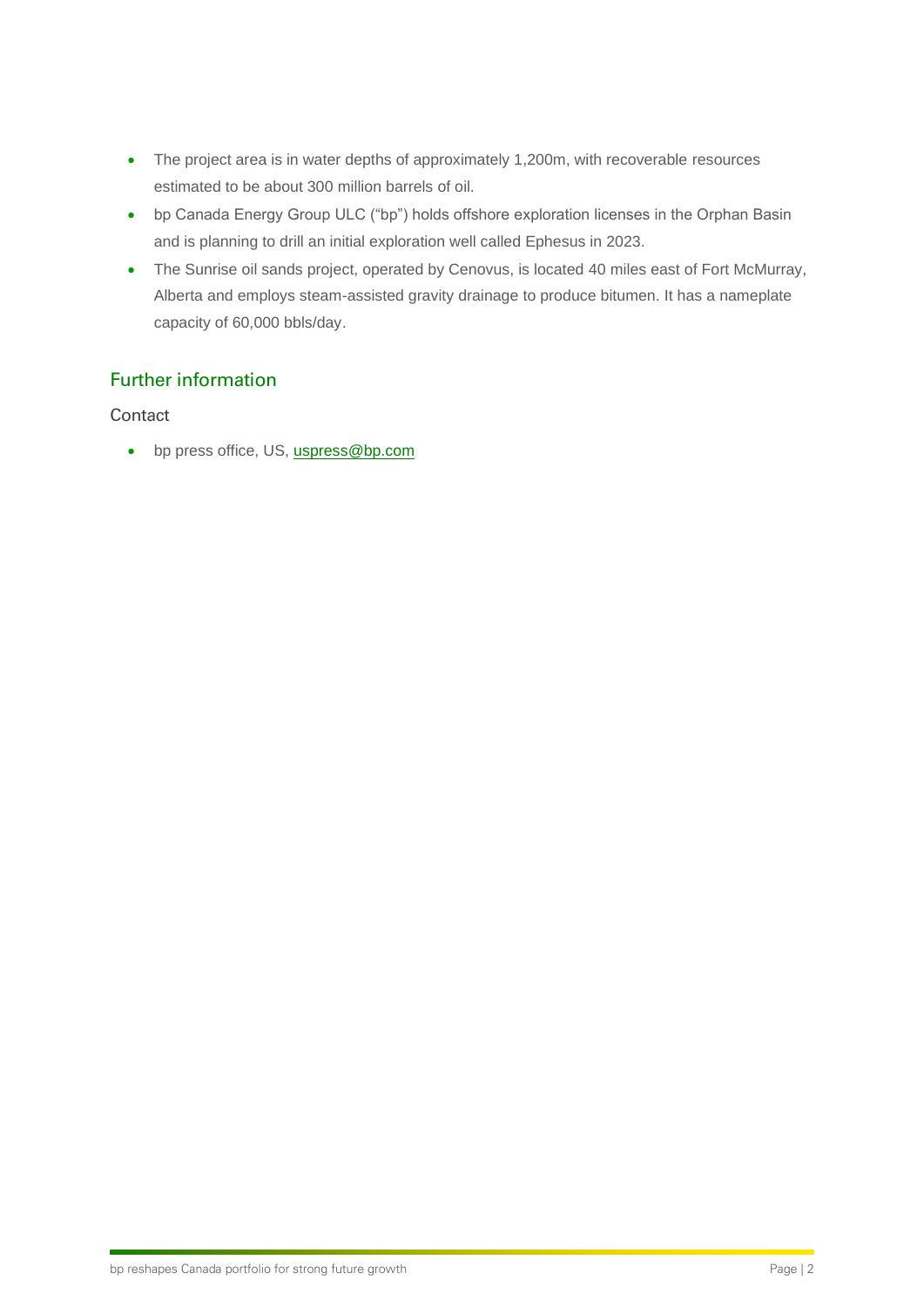- The project area is in water depths of approximately 1,200m, with recoverable resources estimated to be about 300 million barrels of oil.
- bp Canada Energy Group ULC ("bp") holds offshore exploration licenses in the Orphan Basin and is planning to drill an initial exploration well called Ephesus in 2023.
- The Sunrise oil sands project, operated by Cenovus, is located 40 miles east of Fort McMurray, Alberta and employs steam-assisted gravity drainage to produce bitumen. It has a nameplate capacity of 60,000 bbls/day.

## Further information

Contact

- bp press office, US, uspress@bp.com